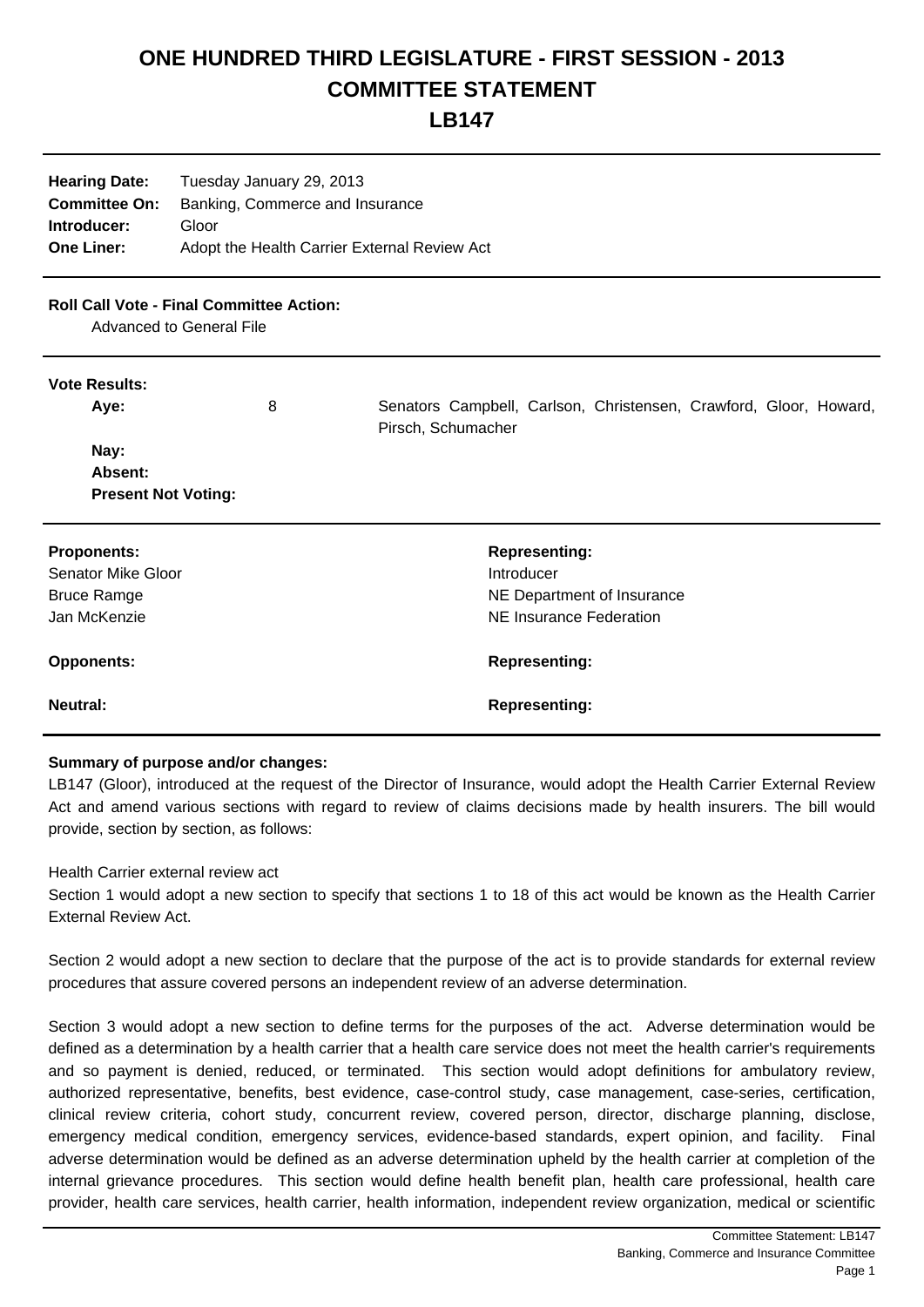# ONE HUNDRED THIRD LEGISLATURE - FIRST SESSION - 2013
## COMMITTEE STATEMENT
## LB147

| | |
|---|---|
| **Hearing Date:** | Tuesday January 29, 2013 |
| **Committee On:** | Banking, Commerce and Insurance |
| **Introducer:** | Gloor |
| **One Liner:** | Adopt the Health Carrier External Review Act |

**Roll Call Vote - Final Committee Action:**

Advanced to General File

**Vote Results:**

| | | |
|---|---|---|
| **Aye:** | 8 | Senators Campbell, Carlson, Christensen, Crawford, Gloor, Howard, Pirsch, Schumacher |
| **Nay:** | | |
| **Absent:** | | |
| **Present Not Voting:** | | |

| **Proponents:** | **Representing:** |
|---|---|
| Senator Mike Gloor | Introducer |
| Bruce Ramge | NE Department of Insurance |
| Jan McKenzie | NE Insurance Federation |

| **Opponents:** | **Representing:** |
|---|---|

| **Neutral:** | **Representing:** |
|---|---|

**Summary of purpose and/or changes:**

LB147 (Gloor), introduced at the request of the Director of Insurance, would adopt the Health Carrier External Review Act and amend various sections with regard to review of claims decisions made by health insurers. The bill would provide, section by section, as follows:

Health Carrier external review act

Section 1 would adopt a new section to specify that sections 1 to 18 of this act would be known as the Health Carrier External Review Act.

Section 2 would adopt a new section to declare that the purpose of the act is to provide standards for external review procedures that assure covered persons an independent review of an adverse determination.

Section 3 would adopt a new section to define terms for the purposes of the act. Adverse determination would be defined as a determination by a health carrier that a health care service does not meet the health carrier's requirements and so payment is denied, reduced, or terminated. This section would adopt definitions for ambulatory review, authorized representative, benefits, best evidence, case-control study, case management, case-series, certification, clinical review criteria, cohort study, concurrent review, covered person, director, discharge planning, disclose, emergency medical condition, emergency services, evidence-based standards, expert opinion, and facility. Final adverse determination would be defined as an adverse determination upheld by the health carrier at completion of the internal grievance procedures. This section would define health benefit plan, health care professional, health care provider, health care services, health carrier, health information, independent review organization, medical or scientific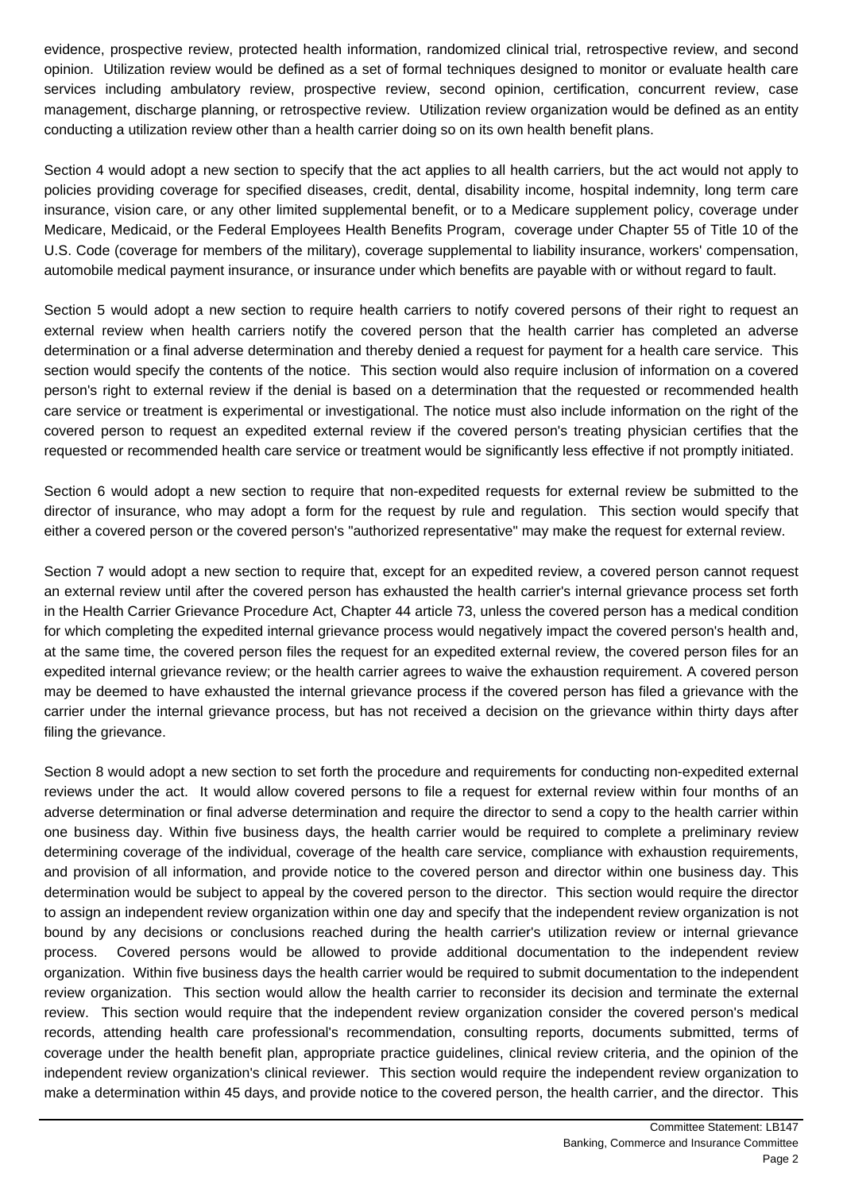evidence, prospective review, protected health information, randomized clinical trial, retrospective review, and second opinion. Utilization review would be defined as a set of formal techniques designed to monitor or evaluate health care services including ambulatory review, prospective review, second opinion, certification, concurrent review, case management, discharge planning, or retrospective review. Utilization review organization would be defined as an entity conducting a utilization review other than a health carrier doing so on its own health benefit plans.

Section 4 would adopt a new section to specify that the act applies to all health carriers, but the act would not apply to policies providing coverage for specified diseases, credit, dental, disability income, hospital indemnity, long term care insurance, vision care, or any other limited supplemental benefit, or to a Medicare supplement policy, coverage under Medicare, Medicaid, or the Federal Employees Health Benefits Program, coverage under Chapter 55 of Title 10 of the U.S. Code (coverage for members of the military), coverage supplemental to liability insurance, workers' compensation, automobile medical payment insurance, or insurance under which benefits are payable with or without regard to fault.

Section 5 would adopt a new section to require health carriers to notify covered persons of their right to request an external review when health carriers notify the covered person that the health carrier has completed an adverse determination or a final adverse determination and thereby denied a request for payment for a health care service. This section would specify the contents of the notice. This section would also require inclusion of information on a covered person's right to external review if the denial is based on a determination that the requested or recommended health care service or treatment is experimental or investigational. The notice must also include information on the right of the covered person to request an expedited external review if the covered person's treating physician certifies that the requested or recommended health care service or treatment would be significantly less effective if not promptly initiated.

Section 6 would adopt a new section to require that non-expedited requests for external review be submitted to the director of insurance, who may adopt a form for the request by rule and regulation. This section would specify that either a covered person or the covered person's "authorized representative" may make the request for external review.

Section 7 would adopt a new section to require that, except for an expedited review, a covered person cannot request an external review until after the covered person has exhausted the health carrier's internal grievance process set forth in the Health Carrier Grievance Procedure Act, Chapter 44 article 73, unless the covered person has a medical condition for which completing the expedited internal grievance process would negatively impact the covered person's health and, at the same time, the covered person files the request for an expedited external review, the covered person files for an expedited internal grievance review; or the health carrier agrees to waive the exhaustion requirement. A covered person may be deemed to have exhausted the internal grievance process if the covered person has filed a grievance with the carrier under the internal grievance process, but has not received a decision on the grievance within thirty days after filing the grievance.

Section 8 would adopt a new section to set forth the procedure and requirements for conducting non-expedited external reviews under the act. It would allow covered persons to file a request for external review within four months of an adverse determination or final adverse determination and require the director to send a copy to the health carrier within one business day. Within five business days, the health carrier would be required to complete a preliminary review determining coverage of the individual, coverage of the health care service, compliance with exhaustion requirements, and provision of all information, and provide notice to the covered person and director within one business day. This determination would be subject to appeal by the covered person to the director. This section would require the director to assign an independent review organization within one day and specify that the independent review organization is not bound by any decisions or conclusions reached during the health carrier's utilization review or internal grievance process. Covered persons would be allowed to provide additional documentation to the independent review organization. Within five business days the health carrier would be required to submit documentation to the independent review organization. This section would allow the health carrier to reconsider its decision and terminate the external review. This section would require that the independent review organization consider the covered person's medical records, attending health care professional's recommendation, consulting reports, documents submitted, terms of coverage under the health benefit plan, appropriate practice guidelines, clinical review criteria, and the opinion of the independent review organization's clinical reviewer. This section would require the independent review organization to make a determination within 45 days, and provide notice to the covered person, the health carrier, and the director. This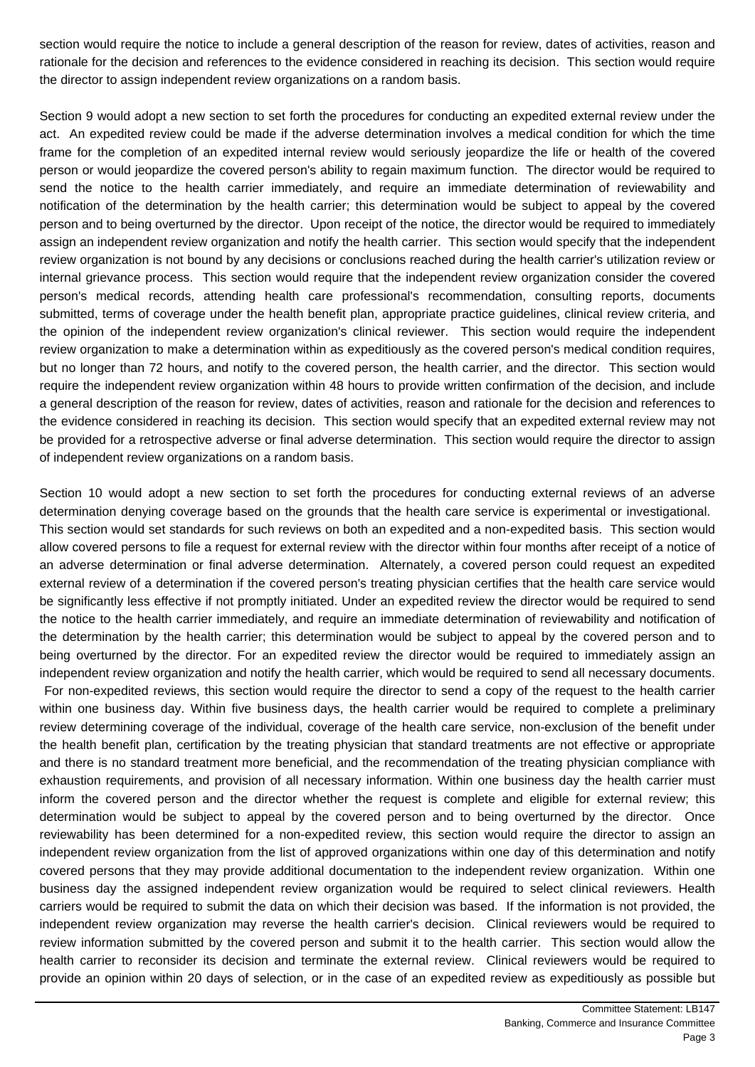section would require the notice to include a general description of the reason for review, dates of activities, reason and rationale for the decision and references to the evidence considered in reaching its decision. This section would require the director to assign independent review organizations on a random basis.

Section 9 would adopt a new section to set forth the procedures for conducting an expedited external review under the act. An expedited review could be made if the adverse determination involves a medical condition for which the time frame for the completion of an expedited internal review would seriously jeopardize the life or health of the covered person or would jeopardize the covered person's ability to regain maximum function. The director would be required to send the notice to the health carrier immediately, and require an immediate determination of reviewability and notification of the determination by the health carrier; this determination would be subject to appeal by the covered person and to being overturned by the director. Upon receipt of the notice, the director would be required to immediately assign an independent review organization and notify the health carrier. This section would specify that the independent review organization is not bound by any decisions or conclusions reached during the health carrier's utilization review or internal grievance process. This section would require that the independent review organization consider the covered person's medical records, attending health care professional's recommendation, consulting reports, documents submitted, terms of coverage under the health benefit plan, appropriate practice guidelines, clinical review criteria, and the opinion of the independent review organization's clinical reviewer. This section would require the independent review organization to make a determination within as expeditiously as the covered person's medical condition requires, but no longer than 72 hours, and notify to the covered person, the health carrier, and the director. This section would require the independent review organization within 48 hours to provide written confirmation of the decision, and include a general description of the reason for review, dates of activities, reason and rationale for the decision and references to the evidence considered in reaching its decision. This section would specify that an expedited external review may not be provided for a retrospective adverse or final adverse determination. This section would require the director to assign of independent review organizations on a random basis.

Section 10 would adopt a new section to set forth the procedures for conducting external reviews of an adverse determination denying coverage based on the grounds that the health care service is experimental or investigational. This section would set standards for such reviews on both an expedited and a non-expedited basis. This section would allow covered persons to file a request for external review with the director within four months after receipt of a notice of an adverse determination or final adverse determination. Alternately, a covered person could request an expedited external review of a determination if the covered person's treating physician certifies that the health care service would be significantly less effective if not promptly initiated. Under an expedited review the director would be required to send the notice to the health carrier immediately, and require an immediate determination of reviewability and notification of the determination by the health carrier; this determination would be subject to appeal by the covered person and to being overturned by the director. For an expedited review the director would be required to immediately assign an independent review organization and notify the health carrier, which would be required to send all necessary documents. For non-expedited reviews, this section would require the director to send a copy of the request to the health carrier within one business day. Within five business days, the health carrier would be required to complete a preliminary review determining coverage of the individual, coverage of the health care service, non-exclusion of the benefit under the health benefit plan, certification by the treating physician that standard treatments are not effective or appropriate and there is no standard treatment more beneficial, and the recommendation of the treating physician compliance with exhaustion requirements, and provision of all necessary information. Within one business day the health carrier must inform the covered person and the director whether the request is complete and eligible for external review; this determination would be subject to appeal by the covered person and to being overturned by the director. Once reviewability has been determined for a non-expedited review, this section would require the director to assign an independent review organization from the list of approved organizations within one day of this determination and notify covered persons that they may provide additional documentation to the independent review organization. Within one business day the assigned independent review organization would be required to select clinical reviewers. Health carriers would be required to submit the data on which their decision was based. If the information is not provided, the independent review organization may reverse the health carrier's decision. Clinical reviewers would be required to review information submitted by the covered person and submit it to the health carrier. This section would allow the health carrier to reconsider its decision and terminate the external review. Clinical reviewers would be required to provide an opinion within 20 days of selection, or in the case of an expedited review as expeditiously as possible but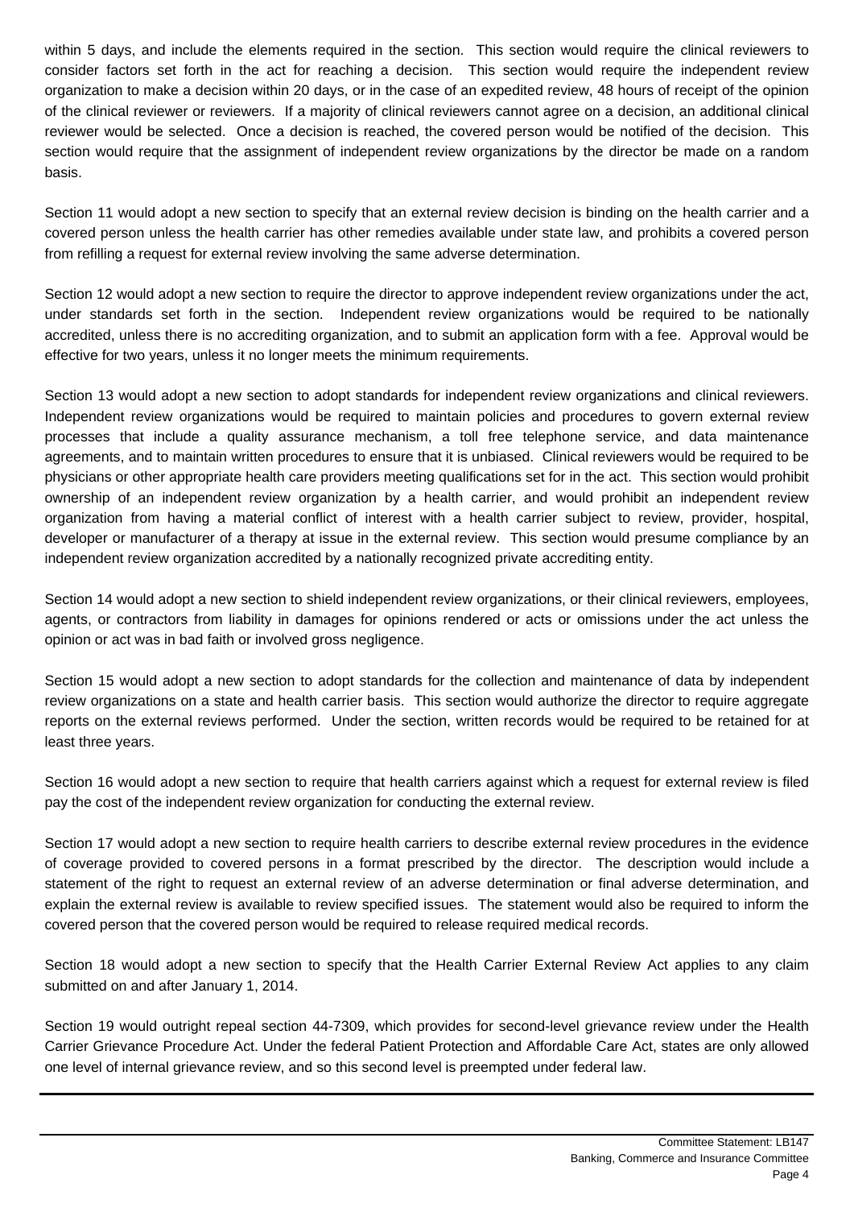within 5 days, and include the elements required in the section. This section would require the clinical reviewers to consider factors set forth in the act for reaching a decision. This section would require the independent review organization to make a decision within 20 days, or in the case of an expedited review, 48 hours of receipt of the opinion of the clinical reviewer or reviewers. If a majority of clinical reviewers cannot agree on a decision, an additional clinical reviewer would be selected. Once a decision is reached, the covered person would be notified of the decision. This section would require that the assignment of independent review organizations by the director be made on a random basis.

Section 11 would adopt a new section to specify that an external review decision is binding on the health carrier and a covered person unless the health carrier has other remedies available under state law, and prohibits a covered person from refilling a request for external review involving the same adverse determination.

Section 12 would adopt a new section to require the director to approve independent review organizations under the act, under standards set forth in the section. Independent review organizations would be required to be nationally accredited, unless there is no accrediting organization, and to submit an application form with a fee. Approval would be effective for two years, unless it no longer meets the minimum requirements.

Section 13 would adopt a new section to adopt standards for independent review organizations and clinical reviewers. Independent review organizations would be required to maintain policies and procedures to govern external review processes that include a quality assurance mechanism, a toll free telephone service, and data maintenance agreements, and to maintain written procedures to ensure that it is unbiased. Clinical reviewers would be required to be physicians or other appropriate health care providers meeting qualifications set for in the act. This section would prohibit ownership of an independent review organization by a health carrier, and would prohibit an independent review organization from having a material conflict of interest with a health carrier subject to review, provider, hospital, developer or manufacturer of a therapy at issue in the external review. This section would presume compliance by an independent review organization accredited by a nationally recognized private accrediting entity.

Section 14 would adopt a new section to shield independent review organizations, or their clinical reviewers, employees, agents, or contractors from liability in damages for opinions rendered or acts or omissions under the act unless the opinion or act was in bad faith or involved gross negligence.

Section 15 would adopt a new section to adopt standards for the collection and maintenance of data by independent review organizations on a state and health carrier basis. This section would authorize the director to require aggregate reports on the external reviews performed. Under the section, written records would be required to be retained for at least three years.

Section 16 would adopt a new section to require that health carriers against which a request for external review is filed pay the cost of the independent review organization for conducting the external review.

Section 17 would adopt a new section to require health carriers to describe external review procedures in the evidence of coverage provided to covered persons in a format prescribed by the director. The description would include a statement of the right to request an external review of an adverse determination or final adverse determination, and explain the external review is available to review specified issues. The statement would also be required to inform the covered person that the covered person would be required to release required medical records.

Section 18 would adopt a new section to specify that the Health Carrier External Review Act applies to any claim submitted on and after January 1, 2014.

Section 19 would outright repeal section 44-7309, which provides for second-level grievance review under the Health Carrier Grievance Procedure Act. Under the federal Patient Protection and Affordable Care Act, states are only allowed one level of internal grievance review, and so this second level is preempted under federal law.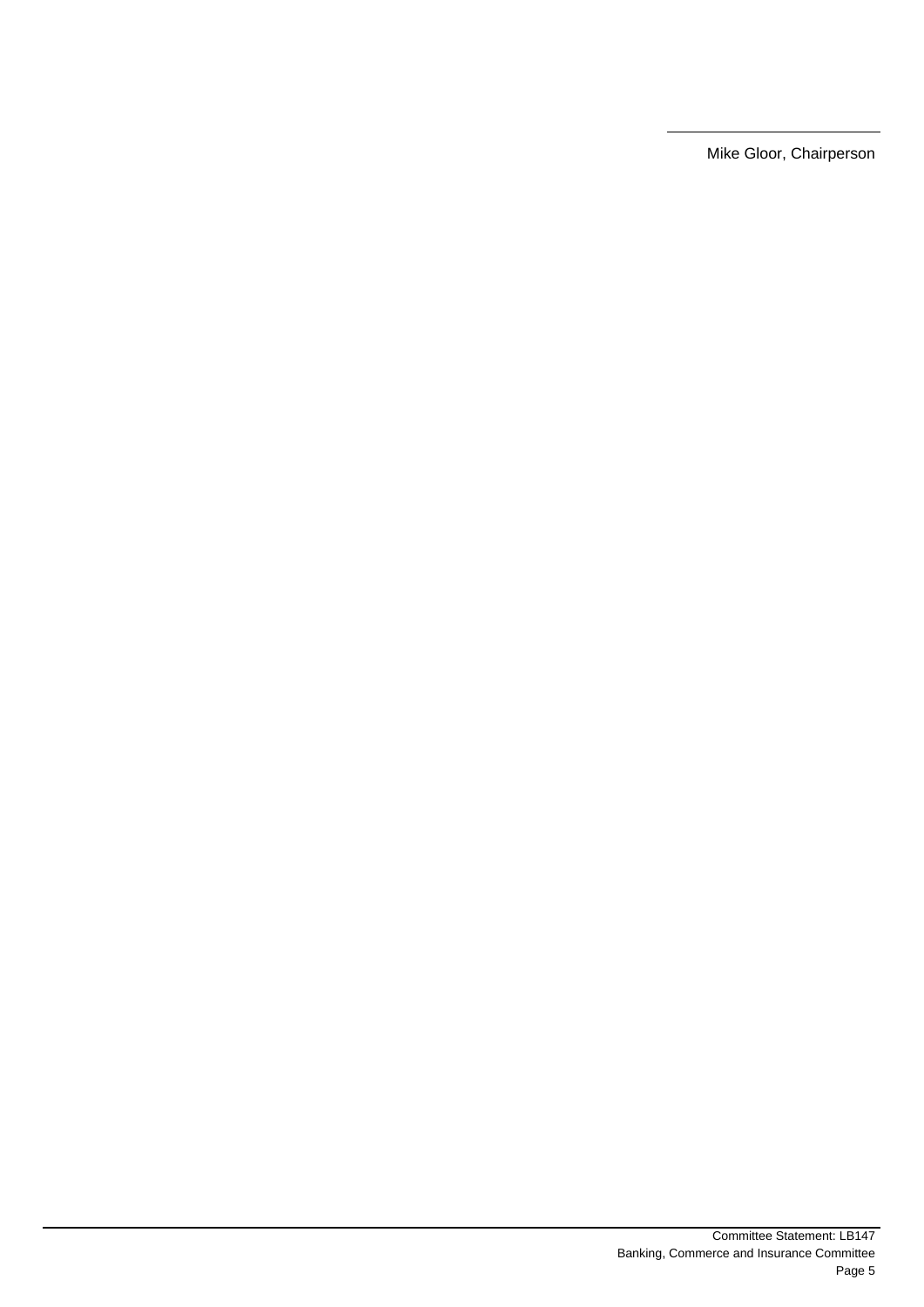\_\_\_\_\_\_\_\_\_\_\_\_\_\_\_\_\_\_\_\_\_\_\_\_\_\_\_\_\_\_

Mike Gloor, Chairperson